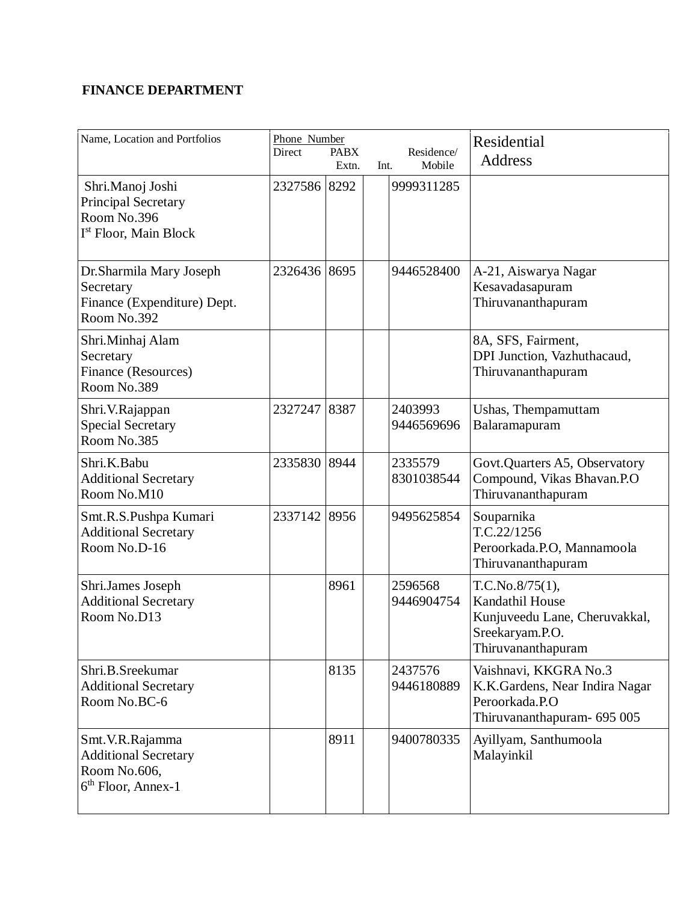**FINANCE DEPARTMENT**

| Name, Location and Portfolios | Phone Number Direct | PABX Extn. | Int. | Residence/ Mobile | Residential Address |
|---|---|---|---|---|---|
| Shri.Manoj Joshi<br>Principal Secretary<br>Room No.396<br>I[st] Floor, Main Block | 2327586 | 8292 | | 9999311285 | |
| Dr.Sharmila Mary Joseph<br>Secretary<br>Finance (Expenditure) Dept.<br>Room No.392 | 2326436 | 8695 | | 9446528400 | A-21, Aiswarya Nagar<br>Kesavadasapuram<br>Thiruvananthapuram |
| Shri.Minhaj Alam<br>Secretary<br>Finance (Resources)<br>Room No.389 | | | | | 8A, SFS, Fairment,<br>DPI Junction, Vazhuthacaud,<br>Thiruvananthapuram |
| Shri.V.Rajappan<br>Special Secretary<br>Room No.385 | 2327247 | 8387 | | 2403993<br>9446569696 | Ushas, Thempamuttam<br>Balaramapuram |
| Shri.K.Babu<br>Additional Secretary<br>Room No.M10 | 2335830 | 8944 | | 2335579<br>8301038544 | Govt.Quarters A5, Observatory<br>Compound, Vikas Bhavan.P.O<br>Thiruvananthapuram |
| Smt.R.S.Pushpa Kumari<br>Additional Secretary<br>Room No.D-16 | 2337142 | 8956 | | 9495625854 | Souparnika<br>T.C.22/1256<br>Peroorkada.P.O, Mannamoola<br>Thiruvananthapuram |
| Shri.James Joseph<br>Additional Secretary<br>Room No.D13 | | 8961 | | 2596568<br>9446904754 | T.C.No.8/75(1),<br>Kandathil House<br>Kunjuveedu Lane, Cheruvakkal,<br>Sreekaryam.P.O.<br>Thiruvananthapuram |
| Shri.B.Sreekumar<br>Additional Secretary<br>Room No.BC-6 | | 8135 | | 2437576<br>9446180889 | Vaishnavi, KKGRA No.3<br>K.K.Gardens, Near Indira Nagar<br>Peroorkada.P.O<br>Thiruvananthapuram- 695 005 |
| Smt.V.R.Rajamma<br>Additional Secretary<br>Room No.606,<br>6[th] Floor, Annex-1 | | 8911 | | 9400780335 | Ayillyam, Santhumoola<br>Malayinkil |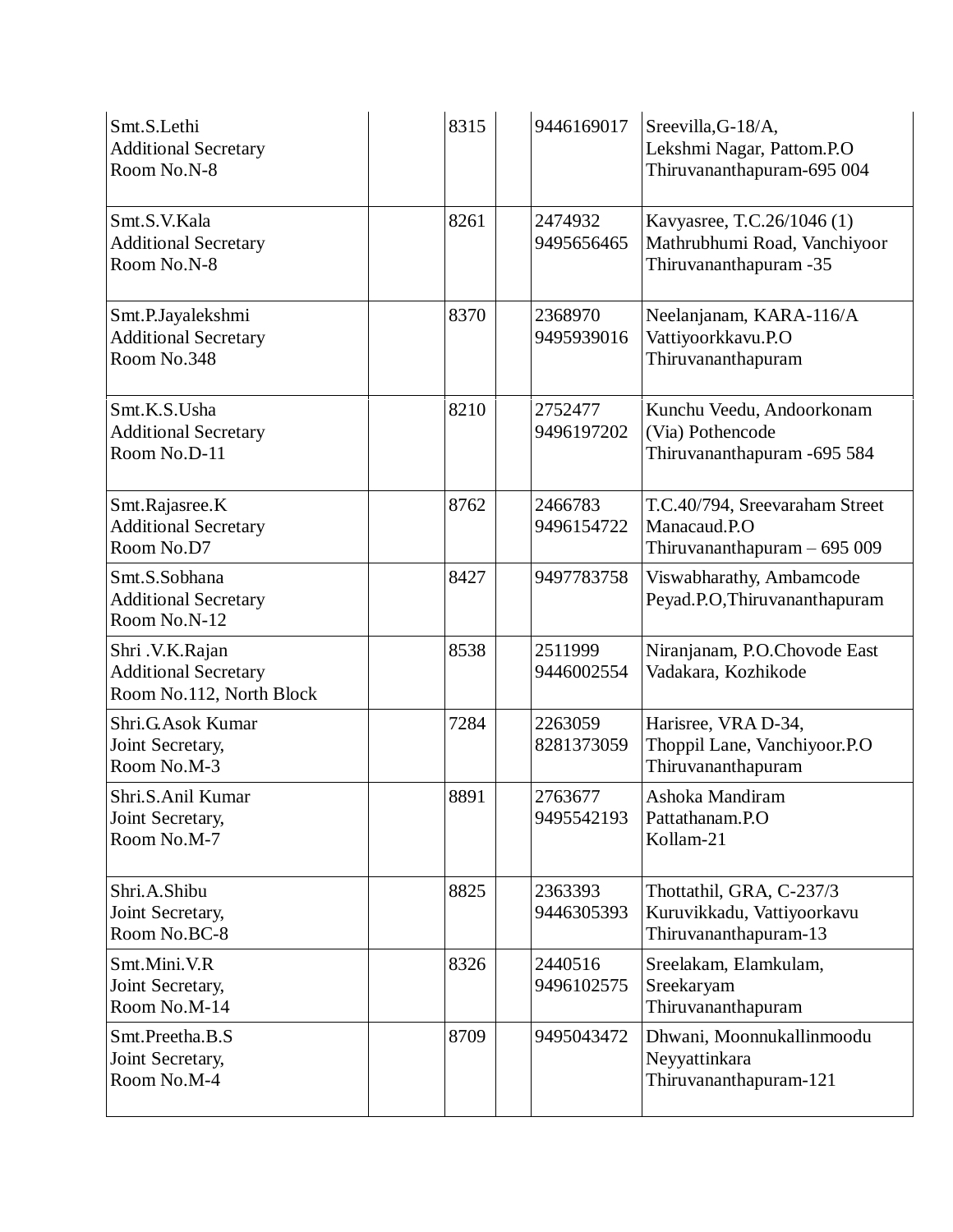|  |  |  |  |  |  |
|---|---|---|---|---|---|
| Smt.S.Lethi<br>Additional Secretary<br>Room No.N-8 |  | 8315 |  | 9446169017 | Sreevilla,G-18/A,<br>Lekshmi Nagar, Pattom.P.O<br>Thiruvananthapuram-695 004 |
| Smt.S.V.Kala<br>Additional Secretary<br>Room No.N-8 |  | 8261 |  | 2474932<br>9495656465 | Kavyasree, T.C.26/1046 (1)<br>Mathrubhumi Road, Vanchiyoor<br>Thiruvananthapuram -35 |
| Smt.P.Jayalekshmi<br>Additional Secretary<br>Room No.348 |  | 8370 |  | 2368970<br>9495939016 | Neelanjanam, KARA-116/A<br>Vattiyoorkkavu.P.O<br>Thiruvananthapuram |
| Smt.K.S.Usha<br>Additional Secretary<br>Room No.D-11 |  | 8210 |  | 2752477<br>9496197202 | Kunchu Veedu, Andoorkonam<br>(Via) Pothencode<br>Thiruvananthapuram -695 584 |
| Smt.Rajasree.K<br>Additional Secretary<br>Room No.D7 |  | 8762 |  | 2466783<br>9496154722 | T.C.40/794, Sreevaraham Street<br>Manacaud.P.O<br>Thiruvananthapuram – 695 009 |
| Smt.S.Sobhana<br>Additional Secretary<br>Room No.N-12 |  | 8427 |  | 9497783758 | Viswabharathy, Ambamcode<br>Peyad.P.O,Thiruvananthapuram |
| Shri .V.K.Rajan<br>Additional Secretary<br>Room No.112, North Block |  | 8538 |  | 2511999<br>9446002554 | Niranjanam, P.O.Chovode East<br>Vadakara, Kozhikode |
| Shri.G.Asok Kumar<br>Joint Secretary,<br>Room No.M-3 |  | 7284 |  | 2263059<br>8281373059 | Harisree, VRA D-34,<br>Thoppil Lane, Vanchiyoor.P.O<br>Thiruvananthapuram |
| Shri.S.Anil Kumar<br>Joint Secretary,<br>Room No.M-7 |  | 8891 |  | 2763677<br>9495542193 | Ashoka Mandiram<br>Pattathanam.P.O<br>Kollam-21 |
| Shri.A.Shibu<br>Joint Secretary,<br>Room No.BC-8 |  | 8825 |  | 2363393<br>9446305393 | Thottathil, GRA, C-237/3<br>Kuruvikkadu, Vattiyoorkavu<br>Thiruvananthapuram-13 |
| Smt.Mini.V.R<br>Joint Secretary,<br>Room No.M-14 |  | 8326 |  | 2440516<br>9496102575 | Sreelakam, Elamkulam,<br>Sreekaryam<br>Thiruvananthapuram |
| Smt.Preetha.B.S<br>Joint Secretary,<br>Room No.M-4 |  | 8709 |  | 9495043472 | Dhwani, Moonnukallinmoodu<br>Neyyattinkara<br>Thiruvananthapuram-121 |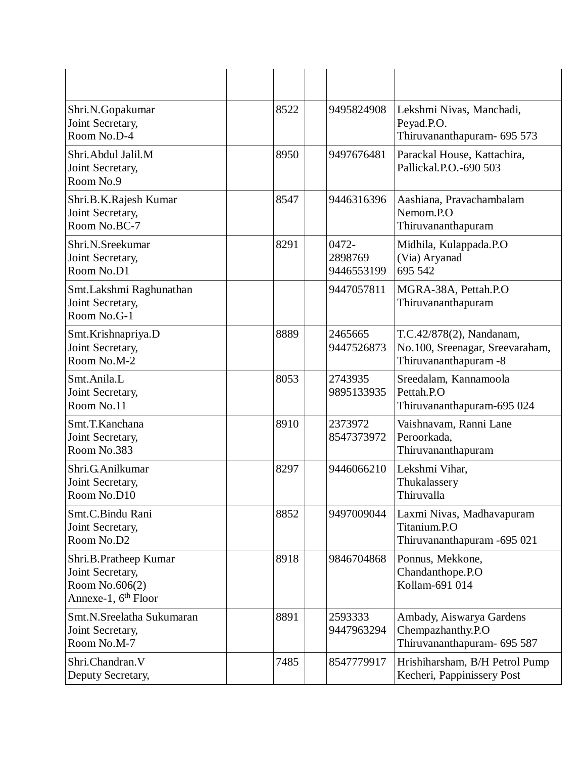| | | | | | |
|---|---|---|---|---|---|
| | | | | | |
| Shri.N.Gopakumar<br>Joint Secretary,<br>Room No.D-4 | | 8522 | | 9495824908 | Lekshmi Nivas, Manchadi,<br>Peyad.P.O.<br>Thiruvananthapuram- 695 573 |
| Shri.Abdul Jalil.M<br>Joint Secretary,<br>Room No.9 | | 8950 | | 9497676481 | Parackal House, Kattachira,<br>Pallickal.P.O.-690 503 |
| Shri.B.K.Rajesh Kumar<br>Joint Secretary,<br>Room No.BC-7 | | 8547 | | 9446316396 | Aashiana, Pravachambalam<br>Nemom.P.O<br>Thiruvananthapuram |
| Shri.N.Sreekumar<br>Joint Secretary,<br>Room No.D1 | | 8291 | | 0472-<br>2898769<br>9446553199 | Midhila, Kulappada.P.O<br>(Via) Aryanad<br>695 542 |
| Smt.Lakshmi Raghunathan<br>Joint Secretary,<br>Room No.G-1 | | | | 9447057811 | MGRA-38A, Pettah.P.O<br>Thiruvananthapuram |
| Smt.Krishnapriya.D<br>Joint Secretary,<br>Room No.M-2 | | 8889 | | 2465665<br>9447526873 | T.C.42/878(2), Nandanam,<br>No.100, Sreenagar, Sreevaraham,<br>Thiruvananthapuram -8 |
| Smt.Anila.L<br>Joint Secretary,<br>Room No.11 | | 8053 | | 2743935<br>9895133935 | Sreedalam, Kannamoola<br>Pettah.P.O<br>Thiruvananthapuram-695 024 |
| Smt.T.Kanchana<br>Joint Secretary,<br>Room No.383 | | 8910 | | 2373972<br>8547373972 | Vaishnavam, Ranni Lane<br>Peroorkada,<br>Thiruvananthapuram |
| Shri.G.Anilkumar<br>Joint Secretary,<br>Room No.D10 | | 8297 | | 9446066210 | Lekshmi Vihar,<br>Thukalassery<br>Thiruvalla |
| Smt.C.Bindu Rani<br>Joint Secretary,<br>Room No.D2 | | 8852 | | 9497009044 | Laxmi Nivas, Madhavapuram<br>Titanium.P.O<br>Thiruvananthapuram -695 021 |
| Shri.B.Pratheep Kumar<br>Joint Secretary,<br>Room No.606(2)<br>Annexe-1, 6th Floor | | 8918 | | 9846704868 | Ponnus, Mekkone,<br>Chandanthope.P.O<br>Kollam-691 014 |
| Smt.N.Sreelatha Sukumaran<br>Joint Secretary,<br>Room No.M-7 | | 8891 | | 2593333<br>9447963294 | Ambady, Aiswarya Gardens<br>Chempazhanthy.P.O<br>Thiruvananthapuram- 695 587 |
| Shri.Chandran.V<br>Deputy Secretary, | | 7485 | | 8547779917 | Hrishiharsham, B/H Petrol Pump<br>Kecheri, Pappinissery Post |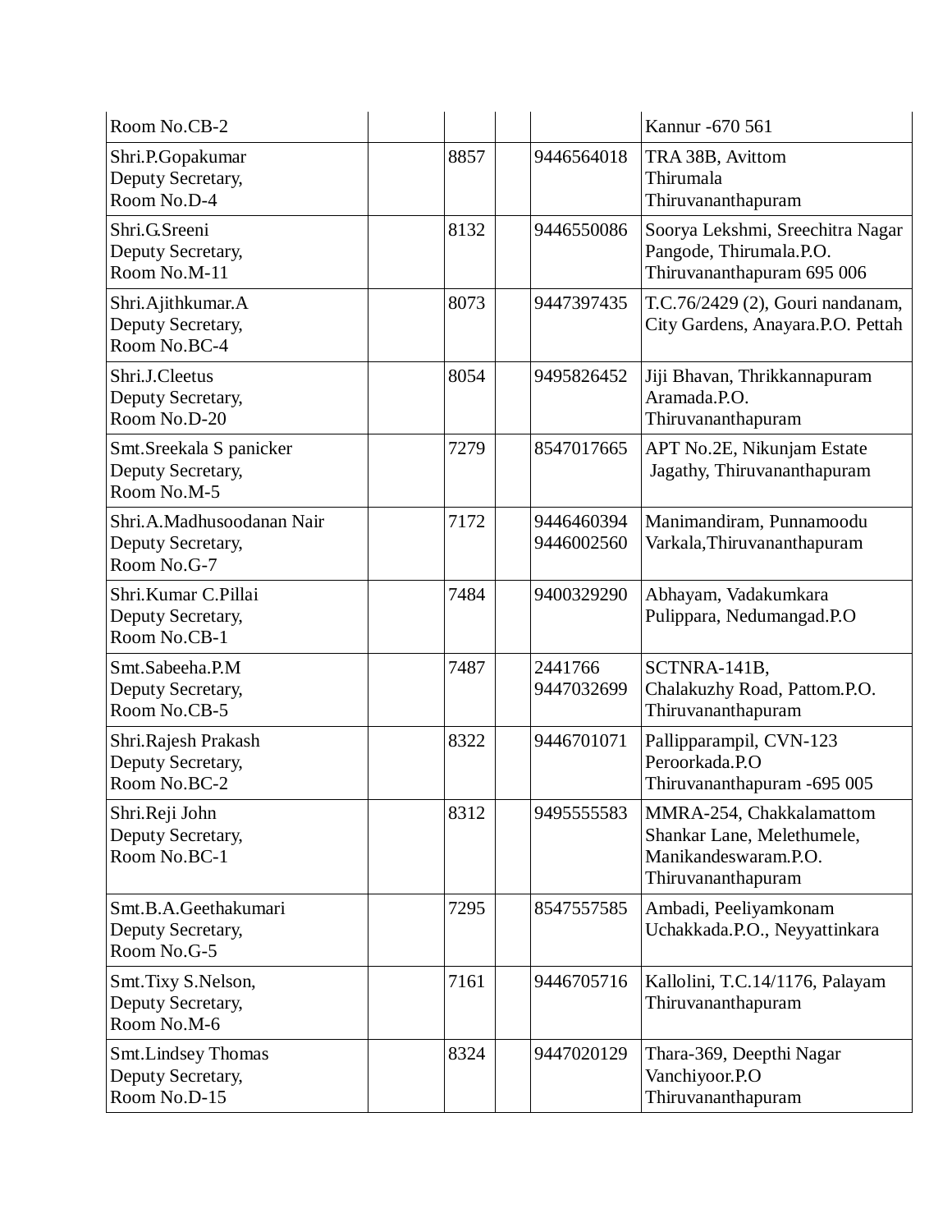| | | | | | |
|---|---|---|---|---|---|
| Room No.CB-2 | | | | | Kannur -670 561 |
| Shri.P.Gopakumar<br>Deputy Secretary,<br>Room No.D-4 | | 8857 | | 9446564018 | TRA 38B, Avittom<br>Thirumala<br>Thiruvananthapuram |
| Shri.G.Sreeni<br>Deputy Secretary,<br>Room No.M-11 | | 8132 | | 9446550086 | Soorya Lekshmi, Sreechitra Nagar<br>Pangode, Thirumala.P.O.<br>Thiruvananthapuram 695 006 |
| Shri.Ajithkumar.A<br>Deputy Secretary,<br>Room No.BC-4 | | 8073 | | 9447397435 | T.C.76/2429 (2), Gouri nandanam,<br>City Gardens, Anayara.P.O. Pettah |
| Shri.J.Cleetus<br>Deputy Secretary,<br>Room No.D-20 | | 8054 | | 9495826452 | Jiji Bhavan, Thrikkannapuram<br>Aramada.P.O.<br>Thiruvananthapuram |
| Smt.Sreekala S panicker<br>Deputy Secretary,<br>Room No.M-5 | | 7279 | | 8547017665 | APT No.2E, Nikunjam Estate<br>Jagathy, Thiruvananthapuram |
| Shri.A.Madhusoodanan Nair<br>Deputy Secretary,<br>Room No.G-7 | | 7172 | | 9446460394<br>9446002560 | Manimandiram, Punnamoodu<br>Varkala,Thiruvananthapuram |
| Shri.Kumar C.Pillai<br>Deputy Secretary,<br>Room No.CB-1 | | 7484 | | 9400329290 | Abhayam, Vadakumkara<br>Pulippara, Nedumangad.P.O |
| Smt.Sabeeha.P.M<br>Deputy Secretary,<br>Room No.CB-5 | | 7487 | | 2441766<br>9447032699 | SCTNRA-141B,<br>Chalakuzhy Road, Pattom.P.O.<br>Thiruvananthapuram |
| Shri.Rajesh Prakash<br>Deputy Secretary,<br>Room No.BC-2 | | 8322 | | 9446701071 | Pallipparampil, CVN-123<br>Peroorkada.P.O<br>Thiruvananthapuram -695 005 |
| Shri.Reji John<br>Deputy Secretary,<br>Room No.BC-1 | | 8312 | | 9495555583 | MMRA-254, Chakkalamattom<br>Shankar Lane, Melethumele,<br>Manikandeswaram.P.O.<br>Thiruvananthapuram |
| Smt.B.A.Geethakumari<br>Deputy Secretary,<br>Room No.G-5 | | 7295 | | 8547557585 | Ambadi, Peeliyamkonam<br>Uchakkada.P.O., Neyyattinkara |
| Smt.Tixy S.Nelson,<br>Deputy Secretary,<br>Room No.M-6 | | 7161 | | 9446705716 | Kallolini, T.C.14/1176, Palayam<br>Thiruvananthapuram |
| Smt.Lindsey Thomas<br>Deputy Secretary,<br>Room No.D-15 | | 8324 | | 9447020129 | Thara-369, Deepthi Nagar<br>Vanchiyoor.P.O<br>Thiruvananthapuram |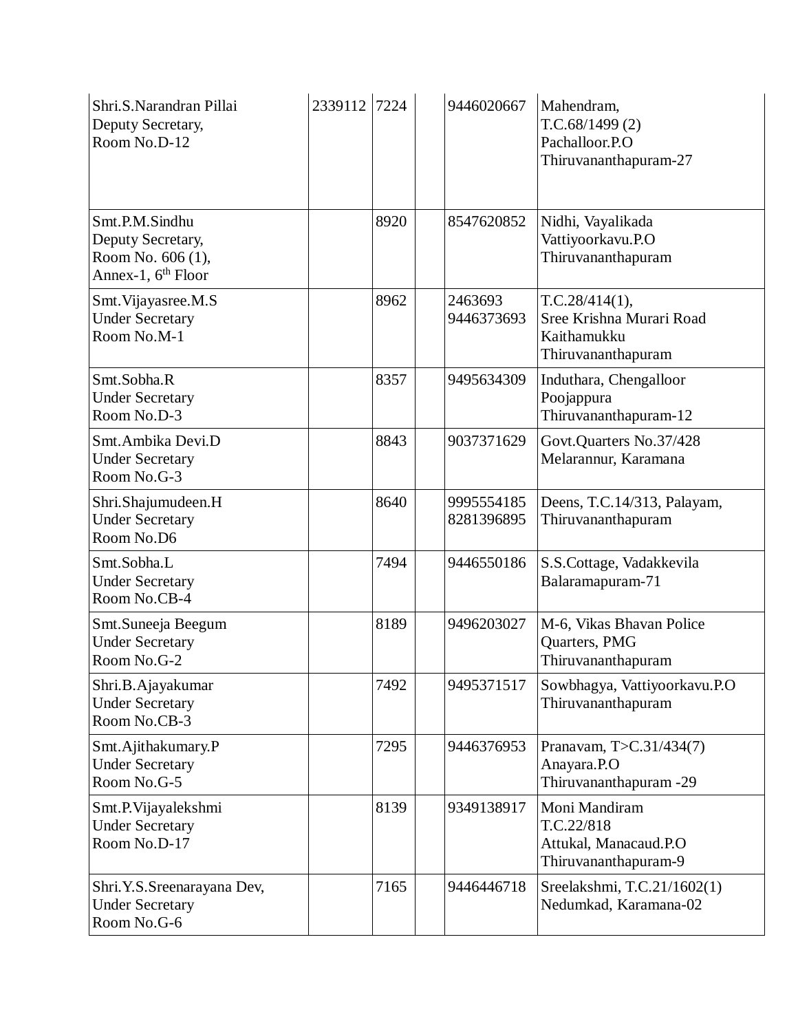| | | | | | |
|---|---|---|---|---|---|
| Shri.S.Narandran Pillai<br>Deputy Secretary,<br>Room No.D-12 | 2339112 | 7224 | | 9446020667 | Mahendram,<br>T.C.68/1499 (2)<br>Pachalloor.P.O<br>Thiruvananthapuram-27 |
| Smt.P.M.Sindhu<br>Deputy Secretary,<br>Room No. 606 (1),<br>Annex-1, 6th Floor | | 8920 | | 8547620852 | Nidhi, Vayalikada<br>Vattiyoorkavu.P.O<br>Thiruvananthapuram |
| Smt.Vijayasree.M.S<br>Under Secretary<br>Room No.M-1 | | 8962 | | 2463693<br>9446373693 | T.C.28/414(1),<br>Sree Krishna Murari Road<br>Kaithamukku<br>Thiruvananthapuram |
| Smt.Sobha.R<br>Under Secretary<br>Room No.D-3 | | 8357 | | 9495634309 | Induthara, Chengalloor<br>Poojappura<br>Thiruvananthapuram-12 |
| Smt.Ambika Devi.D<br>Under Secretary<br>Room No.G-3 | | 8843 | | 9037371629 | Govt.Quarters No.37/428<br>Melarannur, Karamana |
| Shri.Shajumudeen.H<br>Under Secretary<br>Room No.D6 | | 8640 | | 9995554185<br>8281396895 | Deens, T.C.14/313, Palayam,<br>Thiruvananthapuram |
| Smt.Sobha.L<br>Under Secretary<br>Room No.CB-4 | | 7494 | | 9446550186 | S.S.Cottage, Vadakkevila<br>Balaramapuram-71 |
| Smt.Suneeja Beegum<br>Under Secretary<br>Room No.G-2 | | 8189 | | 9496203027 | M-6, Vikas Bhavan Police<br>Quarters, PMG<br>Thiruvananthapuram |
| Shri.B.Ajayakumar<br>Under Secretary<br>Room No.CB-3 | | 7492 | | 9495371517 | Sowbhagya, Vattiyoorkavu.P.O<br>Thiruvananthapuram |
| Smt.Ajithakumary.P<br>Under Secretary<br>Room No.G-5 | | 7295 | | 9446376953 | Pranavam, T>C.31/434(7)<br>Anayara.P.O<br>Thiruvananthapuram -29 |
| Smt.P.Vijayalekshmi<br>Under Secretary<br>Room No.D-17 | | 8139 | | 9349138917 | Moni Mandiram<br>T.C.22/818<br>Attukal, Manacaud.P.O<br>Thiruvananthapuram-9 |
| Shri.Y.S.Sreenarayana Dev,<br>Under Secretary<br>Room No.G-6 | | 7165 | | 9446446718 | Sreelakshmi, T.C.21/1602(1)<br>Nedumkad, Karamana-02 |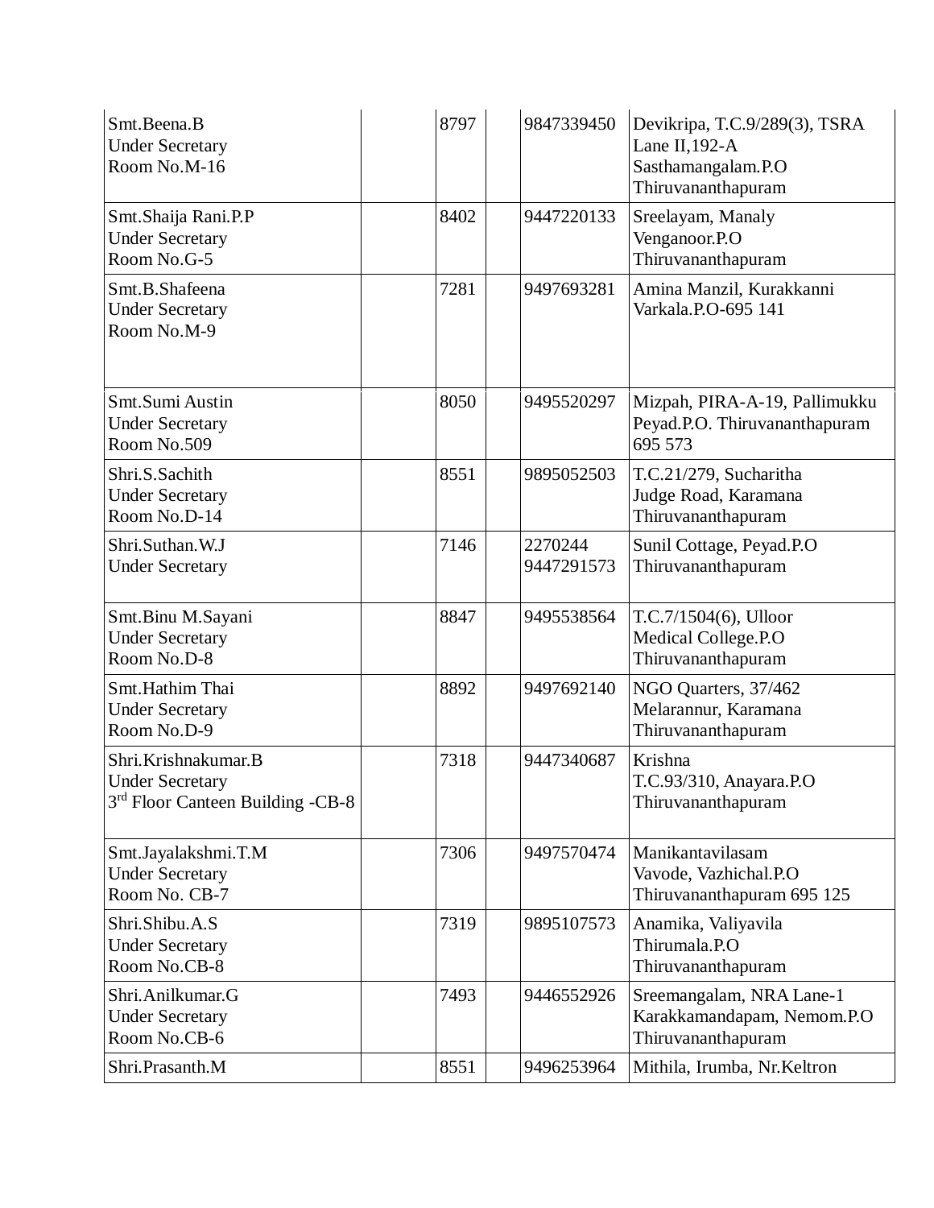| | | | | | |
|---|---|---|---|---|---|
| Smt.Beena.B<br>Under Secretary<br>Room No.M-16 | | 8797 | | 9847339450 | Devikripa, T.C.9/289(3), TSRA Lane II,192-A<br>Sasthamangalam.P.O<br>Thiruvananthapuram |
| Smt.Shaija Rani.P.P<br>Under Secretary<br>Room No.G-5 | | 8402 | | 9447220133 | Sreelayam, Manaly<br>Venganoor.P.O<br>Thiruvananthapuram |
| Smt.B.Shafeena<br>Under Secretary<br>Room No.M-9 | | 7281 | | 9497693281 | Amina Manzil, Kurakkanni<br>Varkala.P.O-695 141 |
| Smt.Sumi Austin<br>Under Secretary<br>Room No.509 | | 8050 | | 9495520297 | Mizpah, PIRA-A-19, Pallimukku<br>Peyad.P.O. Thiruvananthapuram<br>695 573 |
| Shri.S.Sachith<br>Under Secretary<br>Room No.D-14 | | 8551 | | 9895052503 | T.C.21/279, Sucharitha<br>Judge Road, Karamana<br>Thiruvananthapuram |
| Shri.Suthan.W.J<br>Under Secretary | | 7146 | | 2270244<br>9447291573 | Sunil Cottage, Peyad.P.O<br>Thiruvananthapuram |
| Smt.Binu M.Sayani<br>Under Secretary<br>Room No.D-8 | | 8847 | | 9495538564 | T.C.7/1504(6), Ulloor<br>Medical College.P.O<br>Thiruvananthapuram |
| Smt.Hathim Thai<br>Under Secretary<br>Room No.D-9 | | 8892 | | 9497692140 | NGO Quarters, 37/462<br>Melarannur, Karamana<br>Thiruvananthapuram |
| Shri.Krishnakumar.B<br>Under Secretary<br>3rd Floor Canteen Building -CB-8 | | 7318 | | 9447340687 | Krishna<br>T.C.93/310, Anayara.P.O<br>Thiruvananthapuram |
| Smt.Jayalakshmi.T.M<br>Under Secretary<br>Room No. CB-7 | | 7306 | | 9497570474 | Manikantavilasam<br>Vavode, Vazhichal.P.O<br>Thiruvananthapuram 695 125 |
| Shri.Shibu.A.S<br>Under Secretary<br>Room No.CB-8 | | 7319 | | 9895107573 | Anamika, Valiyavila<br>Thirumala.P.O<br>Thiruvananthapuram |
| Shri.Anilkumar.G<br>Under Secretary<br>Room No.CB-6 | | 7493 | | 9446552926 | Sreemangalam, NRA Lane-1<br>Karakkamandapam, Nemom.P.O<br>Thiruvananthapuram |
| Shri.Prasanth.M | | 8551 | | 9496253964 | Mithila, Irumba, Nr.Keltron |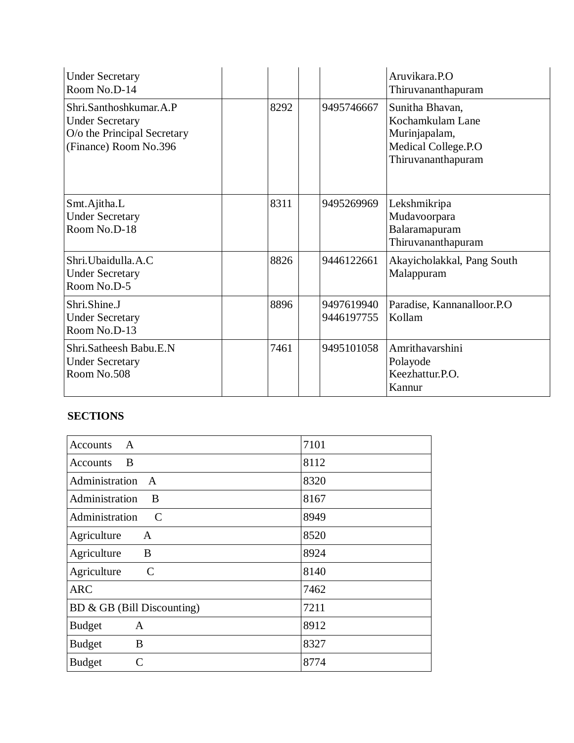| | | | | | |
|---|---|---|---|---|---|
| Under Secretary<br>Room No.D-14 | | | | | Aruvikara.P.O<br>Thiruvananthapuram |
| Shri.Santhoshkumar.A.P<br>Under Secretary<br>O/o the Principal Secretary (Finance) Room No.396 | | 8292 | | 9495746667 | Sunitha Bhavan,<br>Kochamkulam Lane<br>Murinjapalam,<br>Medical College.P.O<br>Thiruvananthapuram |
| Smt.Ajitha.L<br>Under Secretary<br>Room No.D-18 | | 8311 | | 9495269969 | Lekshmikripa<br>Mudavoorpara<br>Balaramapuram<br>Thiruvananthapuram |
| Shri.Ubaidulla.A.C<br>Under Secretary<br>Room No.D-5 | | 8826 | | 9446122661 | Akayicholakkal, Pang South<br>Malappuram |
| Shri.Shine.J<br>Under Secretary<br>Room No.D-13 | | 8896 | | 9497619940<br>9446197755 | Paradise, Kannanalloor.P.O<br>Kollam |
| Shri.Satheesh Babu.E.N<br>Under Secretary<br>Room No.508 | | 7461 | | 9495101058 | Amrithavarshini<br>Polayode<br>Keezhattur.P.O.<br>Kannur |

**SECTIONS**

| | |
|---|---|
| Accounts A | 7101 |
| Accounts B | 8112 |
| Administration A | 8320 |
| Administration B | 8167 |
| Administration C | 8949 |
| Agriculture A | 8520 |
| Agriculture B | 8924 |
| Agriculture C | 8140 |
| ARC | 7462 |
| BD & GB (Bill Discounting) | 7211 |
| Budget A | 8912 |
| Budget B | 8327 |
| Budget C | 8774 |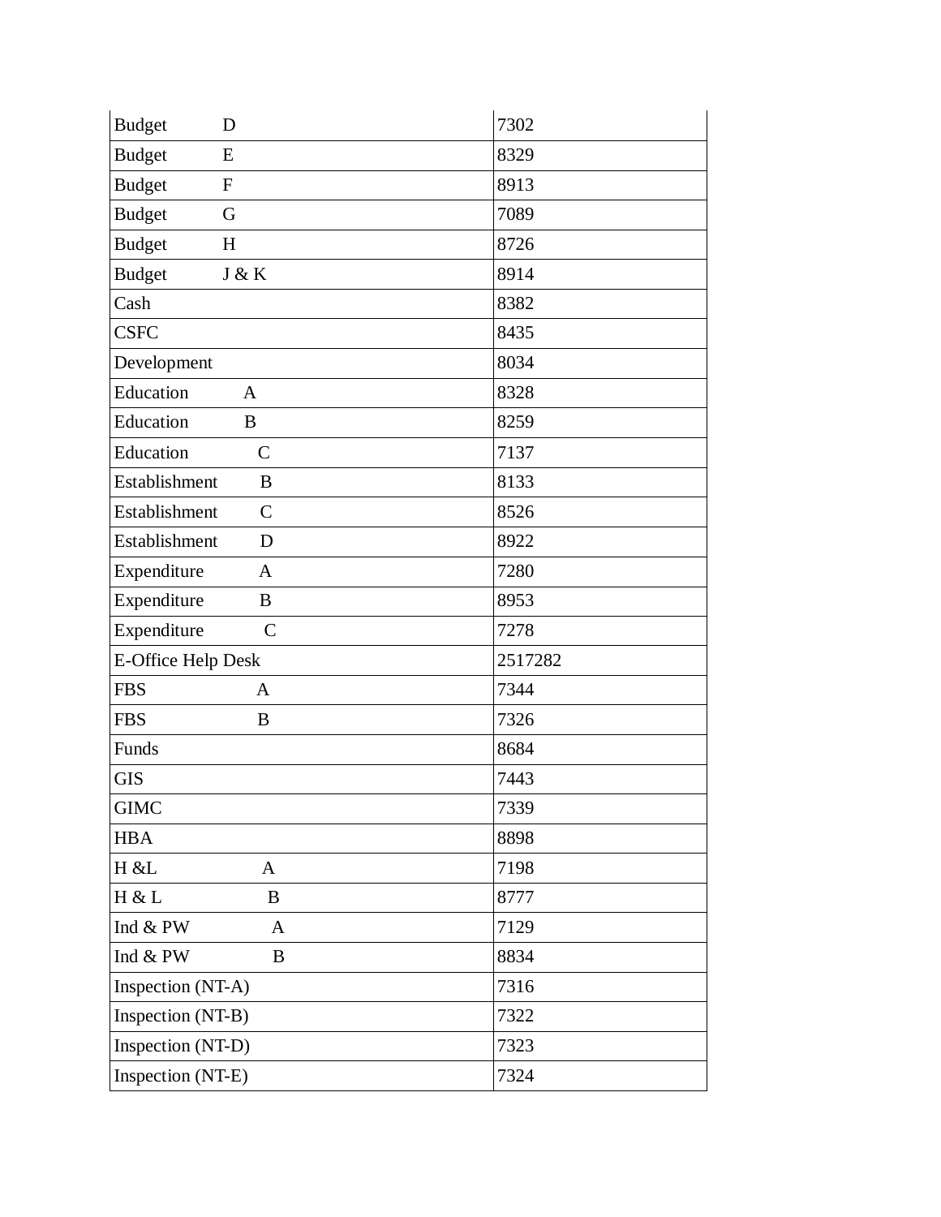| | |
|---|---|
| Budget D | 7302 |
| Budget E | 8329 |
| Budget F | 8913 |
| Budget G | 7089 |
| Budget H | 8726 |
| Budget J & K | 8914 |
| Cash | 8382 |
| CSFC | 8435 |
| Development | 8034 |
| Education A | 8328 |
| Education B | 8259 |
| Education C | 7137 |
| Establishment B | 8133 |
| Establishment C | 8526 |
| Establishment D | 8922 |
| Expenditure A | 7280 |
| Expenditure B | 8953 |
| Expenditure C | 7278 |
| E-Office Help Desk | 2517282 |
| FBS A | 7344 |
| FBS B | 7326 |
| Funds | 8684 |
| GIS | 7443 |
| GIMC | 7339 |
| HBA | 8898 |
| H &L A | 7198 |
| H & L B | 8777 |
| Ind & PW A | 7129 |
| Ind & PW B | 8834 |
| Inspection (NT-A) | 7316 |
| Inspection (NT-B) | 7322 |
| Inspection (NT-D) | 7323 |
| Inspection (NT-E) | 7324 |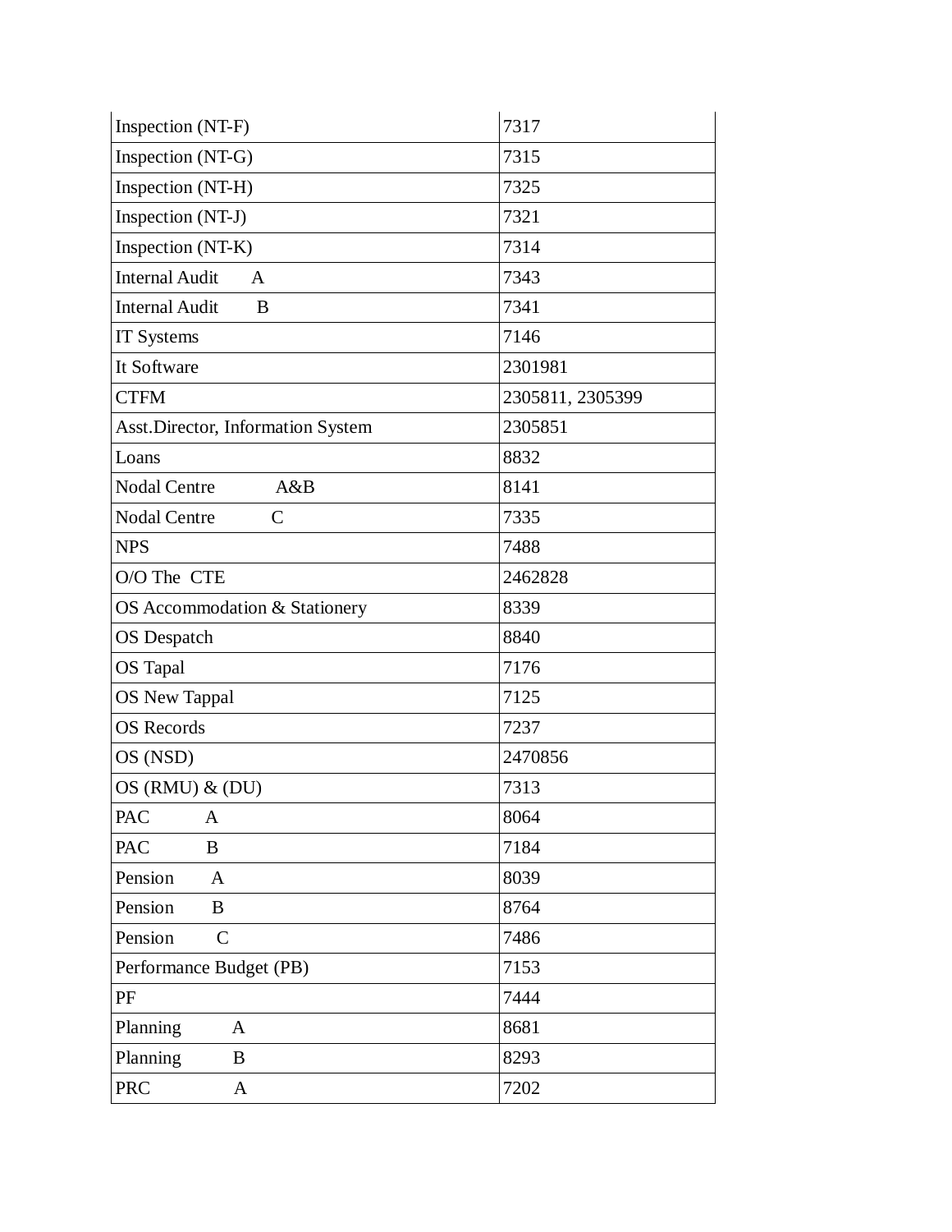| Inspection (NT-F) | 7317 |
|---|---|
| Inspection (NT-G) | 7315 |
| Inspection (NT-H) | 7325 |
| Inspection (NT-J) | 7321 |
| Inspection (NT-K) | 7314 |
| Internal Audit A | 7343 |
| Internal Audit B | 7341 |
| IT Systems | 7146 |
| It Software | 2301981 |
| CTFM | 2305811, 2305399 |
| Asst.Director, Information System | 2305851 |
| Loans | 8832 |
| Nodal Centre A&B | 8141 |
| Nodal Centre C | 7335 |
| NPS | 7488 |
| O/O The CTE | 2462828 |
| OS Accommodation & Stationery | 8339 |
| OS Despatch | 8840 |
| OS Tapal | 7176 |
| OS New Tappal | 7125 |
| OS Records | 7237 |
| OS (NSD) | 2470856 |
| OS (RMU) & (DU) | 7313 |
| PAC A | 8064 |
| PAC B | 7184 |
| Pension A | 8039 |
| Pension B | 8764 |
| Pension C | 7486 |
| Performance Budget (PB) | 7153 |
| PF | 7444 |
| Planning A | 8681 |
| Planning B | 8293 |
| PRC A | 7202 |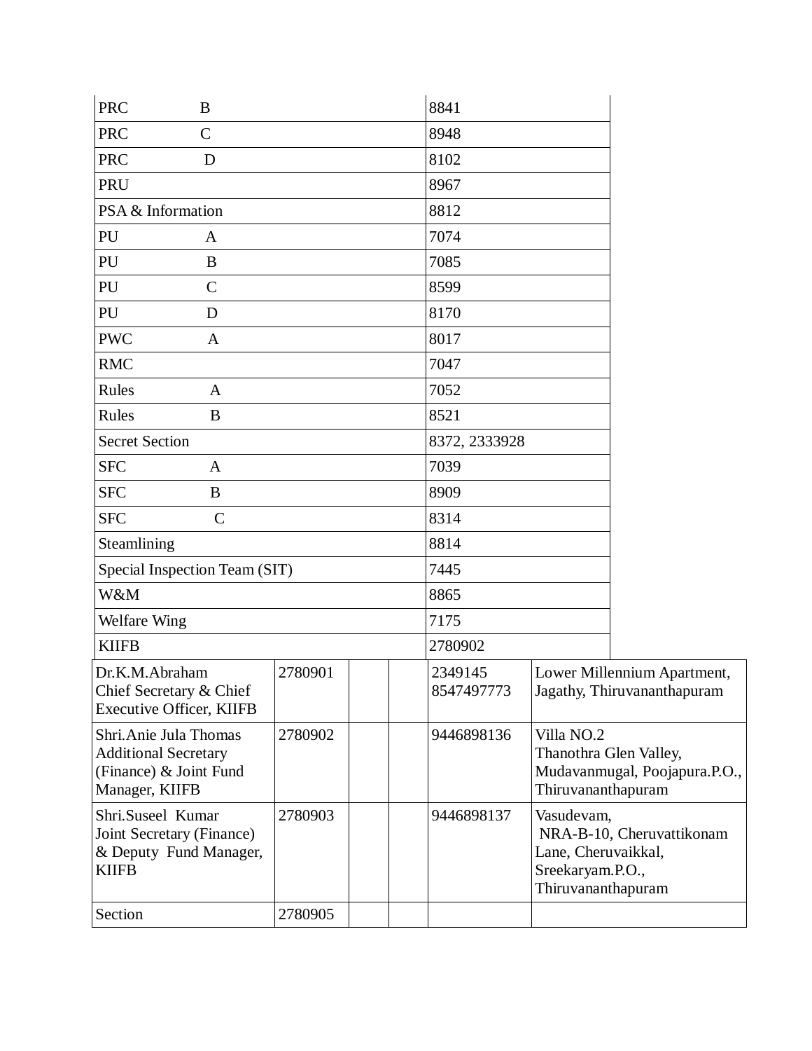| | |
|---|---|
| PRC B | 8841 |
| PRC C | 8948 |
| PRC D | 8102 |
| PRU | 8967 |
| PSA & Information | 8812 |
| PU A | 7074 |
| PU B | 7085 |
| PU C | 8599 |
| PU D | 8170 |
| PWC A | 8017 |
| RMC | 7047 |
| Rules A | 7052 |
| Rules B | 8521 |
| Secret Section | 8372, 2333928 |
| SFC A | 7039 |
| SFC B | 8909 |
| SFC C | 8314 |
| Steamlining | 8814 |
| Special Inspection Team (SIT) | 7445 |
| W&M | 8865 |
| Welfare Wing | 7175 |
| KIIFB | 2780902 |

| | | | | | |
|---|---|---|---|---|---|
| Dr.K.M.Abraham<br>Chief Secretary & Chief Executive Officer, KIIFB | 2780901 | | | 2349145<br>8547497773 | Lower Millennium Apartment, Jagathy, Thiruvananthapuram |
| Shri.Anie Jula Thomas<br>Additional Secretary (Finance) & Joint Fund Manager, KIIFB | 2780902 | | | 9446898136 | Villa NO.2<br>Thanothra Glen Valley, Mudavanmugal, Poojapura.P.O., Thiruvananthapuram |
| Shri.Suseel Kumar<br>Joint Secretary (Finance) & Deputy Fund Manager, KIIFB | 2780903 | | | 9446898137 | Vasudevam,<br>NRA-B-10, Cheruvattikonam Lane, Cheruvaikkal, Sreekaryam.P.O., Thiruvananthapuram |
| Section | 2780905 | | | | |